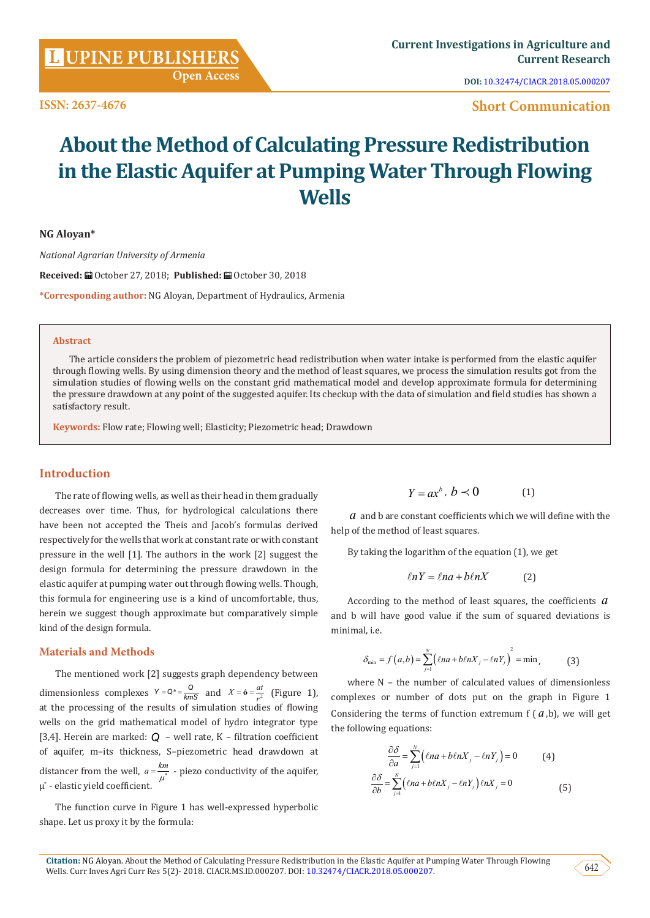# About the Method of Calculating Pressure Redistribution in the Elastic Aquifer at Pumping Water Through Flowing Wells

**NG Aloyan***

*National Agrarian University of Armenia*

**Received:** October 27, 2018; **Published:** October 30, 2018

**\*Corresponding author:** NG Aloyan, Department of Hydraulics, Armenia

**Abstract**

The article considers the problem of piezometric head redistribution when water intake is performed from the elastic aquifer through flowing wells. By using dimension theory and the method of least squares, we process the simulation results got from the simulation studies of flowing wells on the constant grid mathematical model and develop approximate formula for determining the pressure drawdown at any point of the suggested aquifer. Its checkup with the data of simulation and field studies has shown a satisfactory result.

**Keywords:** Flow rate; Flowing well; Elasticity; Piezometric head; Drawdown

## Introduction

The rate of flowing wells, as well as their head in them gradually decreases over time. Thus, for hydrological calculations there have been not accepted the Theis and Jacob's formulas derived respectively for the wells that work at constant rate or with constant pressure in the well [1]. The authors in the work [2] suggest the design formula for determining the pressure drawdown in the elastic aquifer at pumping water out through flowing wells. Though, this formula for engineering use is a kind of uncomfortable, thus, herein we suggest though approximate but comparatively simple kind of the design formula.

## Materials and Methods

The mentioned work [2] suggests graph dependency between dimensionless complexes $Y = Q^* = \frac{Q}{kmS}$ and $X = \hat{o} = \frac{at}{r^2}$ (Figure 1), at the processing of the results of simulation studies of flowing wells on the grid mathematical model of hydro integrator type [3,4]. Herein are marked: $Q$ – well rate, K – filtration coefficient of aquifer, m–its thickness, S–piezometric head drawdown at distancer from the well, $a = \frac{km}{\mu^*}$ - piezo conductivity of the aquifer, $\mu^*$ - elastic yield coefficient.

The function curve in Figure 1 has well-expressed hyperbolic shape. Let us proxy it by the formula:

$$Y = ax^b,\ b \prec 0 \qquad (1)$$

$a$ and b are constant coefficients which we will define with the help of the method of least squares.

By taking the logarithm of the equation (1), we get

$$\ell nY = \ell na + b\ell nX \qquad (2)$$

According to the method of least squares, the coefficients $a$ and b will have good value if the sum of squared deviations is minimal, i.e.

$$\delta_{\min} = f(a,b) = \sum_{j=1}^{N} \left(\ell na + b\ell nX_j - \ell nY_j\right)^2 = \min, \qquad (3)$$

where N – the number of calculated values of dimensionless complexes or number of dots put on the graph in Figure 1 Considering the terms of function extremum f ( $a$ ,b), we will get the following equations:

$$\frac{\partial \delta}{\partial a} = \sum_{j=1}^{N} \left(\ell na + b\ell nX_j - \ell nY_j\right) = 0 \qquad (4)$$

$$\frac{\partial \delta}{\partial b} = \sum_{j=1}^{N} \left(\ell na + b\ell nX_j - \ell nY_j\right)\ell nX_j = 0 \qquad (5)$$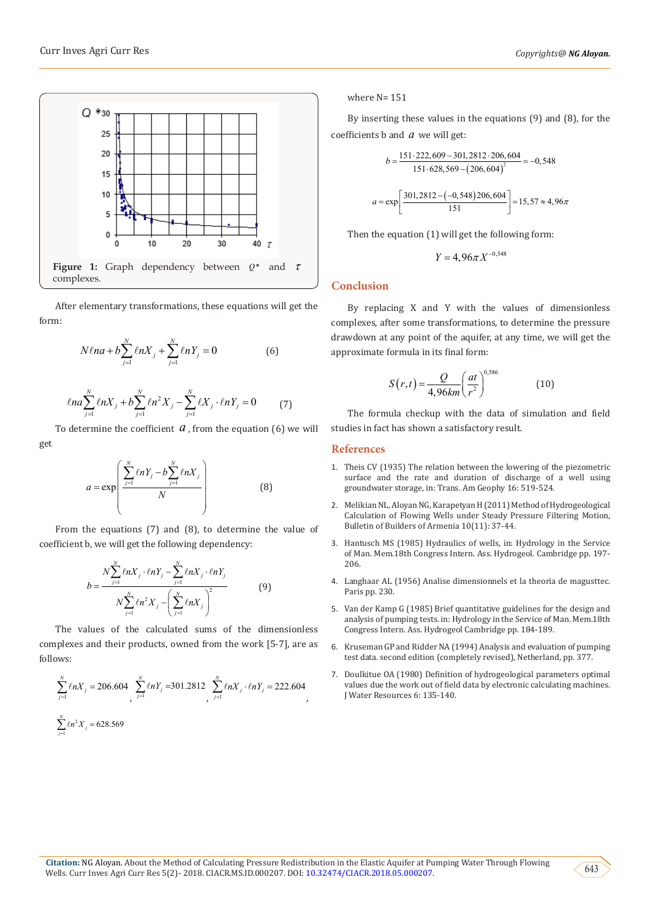Figure 1: Graph dependency between $Q^*$ and $\tau$ complexes.

After elementary transformations, these equations will get the form:

$$N\ell na + b\sum_{j=1}^{N}\ell nX_j + \sum_{j=1}^{N}\ell nY_j = 0 \qquad (6)$$

$$\ell na\sum_{j=1}^{N}\ell nX_j + b\sum_{j=1}^{N}\ell n^2X_j - \sum_{j=1}^{N}\ell X_j \cdot \ell nY_j = 0 \qquad (7)$$

To determine the coefficient $a$, from the equation (6) we will get

$$a = \exp\left(\frac{\sum_{j=1}^{N}\ell nY_j - b\sum_{j=1}^{N}\ell nX_j}{N}\right) \qquad (8)$$

From the equations (7) and (8), to determine the value of coefficient b, we will get the following dependency:

$$b = \frac{N\sum_{j=1}^{N}\ell nX_j \cdot \ell nY_j - \sum_{j=1}^{N}\ell nX_j \cdot \ell nY_j}{N\sum_{j=1}^{N}\ell n^2X_j - \left(\sum_{j=1}^{N}\ell nX_j\right)^2} \qquad (9)$$

The values of the calculated sums of the dimensionless complexes and their products, owned from the work [5-7], are as follows:

$\sum_{j=1}^{N}\ell nX_j = 206.604$, $\sum_{j=1}^{N}\ell nY_j = 301.2812$, $\sum_{j=1}^{N}\ell nX_j \cdot \ell nY_j = 222.604$, $\sum_{j=1}^{N}\ell n^2X_j = 628.569$

where N= 151

By inserting these values in the equations (9) and (8), for the coefficients b and $a$ we will get:

$$b = \frac{151\cdot 222,609 - 301,2812\cdot 206,604}{151\cdot 628,569 - (206,604)^2} = -0,548$$

$$a = \exp\left[\frac{301,2812 - (-0,548)206,604}{151}\right] = 15,57 \approx 4,96\pi$$

Then the equation (1) will get the following form:

$$Y = 4,96\pi X^{-0,548}$$

## Conclusion

By replacing X and Y with the values of dimensionless complexes, after some transformations, to determine the pressure drawdown at any point of the aquifer, at any time, we will get the approximate formula in its final form:

$$S(r,t) = \frac{Q}{4,96km}\left(\frac{at}{r^2}\right)^{0,586} \qquad (10)$$

The formula checkup with the data of simulation and field studies in fact has shown a satisfactory result.

## References

1. Theis CV (1935) The relation between the lowering of the piezometric surface and the rate and duration of discharge of a well using groundwater storage, in: Trans. Am Geophy 16: 519-524.
2. Melikian NL, Aloyan NG, Karapetyan H (2011) Method of Hydrogeological Calculation of Flowing Wells under Steady Pressure Filtering Motion, Bulletin of Builders of Armenia 10(11): 37-44.
3. Hantusch MS (1985) Hydraulics of wells, in: Hydrology in the Service of Man. Mem.18th Congress Intern. Ass. Hydrogeol. Cambridge pp. 197-206.
4. Langhaar AL (1956) Analise dimensionnels et la theoria de magusttec. Paris pp. 230.
5. Van der Kamp G (1985) Brief quantitative guidelines for the design and analysis of pumping tests. in: Hydrology in the Service of Man. Mem.18th Congress Intern. Ass. Hydrogeol Cambridge pp. 184-189.
6. Kruseman GP and Ridder NA (1994) Analysis and evaluation of pumping test data. second edition (completely revised), Netherland, pp. 377.
7. Doulkitue OA (1980) Definition of hydrogeological parameters optimal values due the work out of field data by electronic calculating machines. J Water Resources 6: 135-140.

**Citation:** NG Aloyan. About the Method of Calculating Pressure Redistribution in the Elastic Aquifer at Pumping Water Through Flowing Wells. Curr Inves Agri Curr Res 5(2)- 2018. CIACR.MS.ID.000207. DOI: 10.32474/CIACR.2018.05.000207.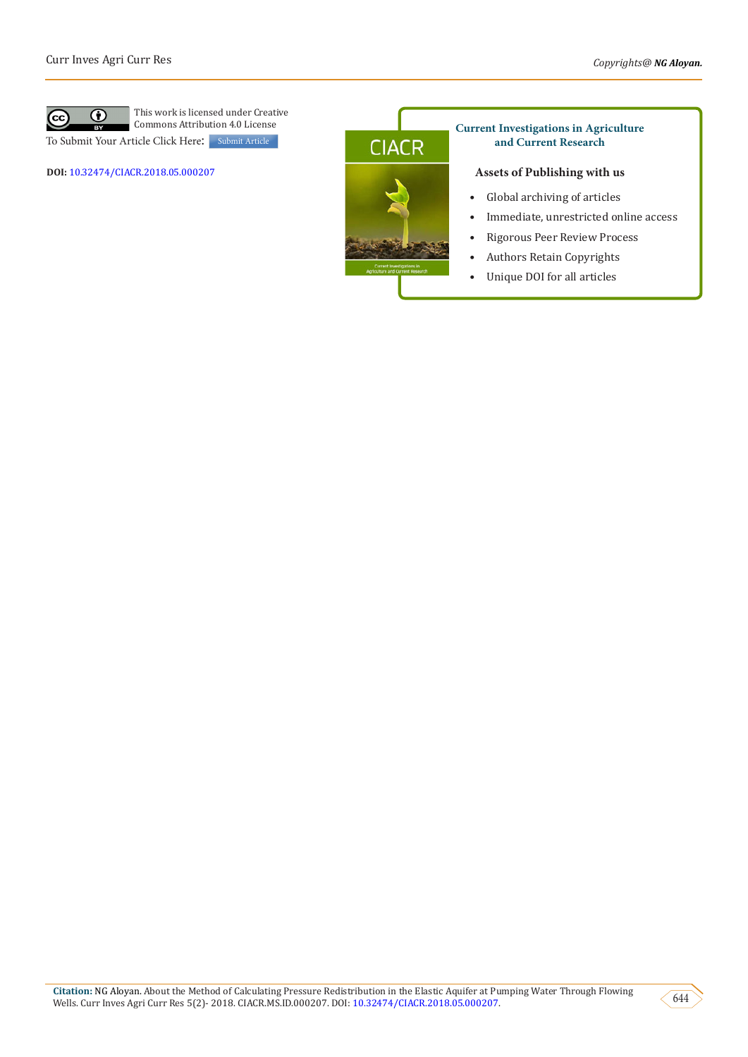This work is licensed under Creative Commons Attribution 4.0 License

To Submit Your Article Click Here: Submit Article

**DOI:** 10.32474/CIACR.2018.05.000207

**Current Investigations in Agriculture and Current Research**

**Assets of Publishing with us**

- Global archiving of articles
- Immediate, unrestricted online access
- Rigorous Peer Review Process
- Authors Retain Copyrights
- Unique DOI for all articles